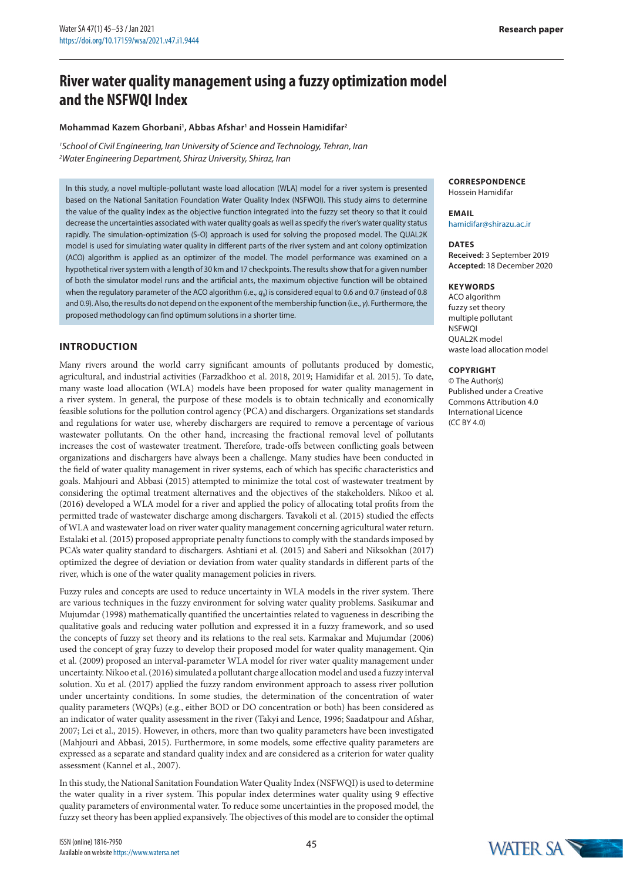Research paper

# River water quality management using a fuzzy optimization model and the NSFWQI Index

**Mohammad Kazem Ghorbani[1], Abbas Afshar[1] and Hossein Hamidifar[2]**

*[1]School of Civil Engineering, Iran University of Science and Technology, Tehran, Iran*
*[2]Water Engineering Department, Shiraz University, Shiraz, Iran*

In this study, a novel multiple-pollutant waste load allocation (WLA) model for a river system is presented based on the National Sanitation Foundation Water Quality Index (NSFWQI). This study aims to determine the value of the quality index as the objective function integrated into the fuzzy set theory so that it could decrease the uncertainties associated with water quality goals as well as specify the river's water quality status rapidly. The simulation-optimization (S-O) approach is used for solving the proposed model. The QUAL2K model is used for simulating water quality in different parts of the river system and ant colony optimization (ACO) algorithm is applied as an optimizer of the model. The model performance was examined on a hypothetical river system with a length of 30 km and 17 checkpoints. The results show that for a given number of both the simulator model runs and the artificial ants, the maximum objective function will be obtained when the regulatory parameter of the ACO algorithm (i.e., $q_0$) is considered equal to 0.6 and 0.7 (instead of 0.8 and 0.9). Also, the results do not depend on the exponent of the membership function (i.e., $\gamma$). Furthermore, the proposed methodology can find optimum solutions in a shorter time.

**CORRESPONDENCE**
Hossein Hamidifar

**EMAIL**
hamidifar@shirazu.ac.ir

**DATES**
**Received:** 3 September 2019
**Accepted:** 18 December 2020

**KEYWORDS**
ACO algorithm
fuzzy set theory
multiple pollutant
NSFWQI
QUAL2K model
waste load allocation model

**COPYRIGHT**
© The Author(s)
Published under a Creative Commons Attribution 4.0 International Licence (CC BY 4.0)

## INTRODUCTION

Many rivers around the world carry significant amounts of pollutants produced by domestic, agricultural, and industrial activities (Farzadkhoo et al. 2018, 2019; Hamidifar et al. 2015). To date, many waste load allocation (WLA) models have been proposed for water quality management in a river system. In general, the purpose of these models is to obtain technically and economically feasible solutions for the pollution control agency (PCA) and dischargers. Organizations set standards and regulations for water use, whereby dischargers are required to remove a percentage of various wastewater pollutants. On the other hand, increasing the fractional removal level of pollutants increases the cost of wastewater treatment. Therefore, trade-offs between conflicting goals between organizations and dischargers have always been a challenge. Many studies have been conducted in the field of water quality management in river systems, each of which has specific characteristics and goals. Mahjouri and Abbasi (2015) attempted to minimize the total cost of wastewater treatment by considering the optimal treatment alternatives and the objectives of the stakeholders. Nikoo et al. (2016) developed a WLA model for a river and applied the policy of allocating total profits from the permitted trade of wastewater discharge among dischargers. Tavakoli et al. (2015) studied the effects of WLA and wastewater load on river water quality management concerning agricultural water return. Estalaki et al. (2015) proposed appropriate penalty functions to comply with the standards imposed by PCA's water quality standard to dischargers. Ashtiani et al. (2015) and Saberi and Niksokhan (2017) optimized the degree of deviation or deviation from water quality standards in different parts of the river, which is one of the water quality management policies in rivers.

Fuzzy rules and concepts are used to reduce uncertainty in WLA models in the river system. There are various techniques in the fuzzy environment for solving water quality problems. Sasikumar and Mujumdar (1998) mathematically quantified the uncertainties related to vagueness in describing the qualitative goals and reducing water pollution and expressed it in a fuzzy framework, and so used the concepts of fuzzy set theory and its relations to the real sets. Karmakar and Mujumdar (2006) used the concept of gray fuzzy to develop their proposed model for water quality management. Qin et al. (2009) proposed an interval-parameter WLA model for river water quality management under uncertainty. Nikoo et al. (2016) simulated a pollutant charge allocation model and used a fuzzy interval solution. Xu et al. (2017) applied the fuzzy random environment approach to assess river pollution under uncertainty conditions. In some studies, the determination of the concentration of water quality parameters (WQPs) (e.g., either BOD or DO concentration or both) has been considered as an indicator of water quality assessment in the river (Takyi and Lence, 1996; Saadatpour and Afshar, 2007; Lei et al., 2015). However, in others, more than two quality parameters have been investigated (Mahjouri and Abbasi, 2015). Furthermore, in some models, some effective quality parameters are expressed as a separate and standard quality index and are considered as a criterion for water quality assessment (Kannel et al., 2007).

In this study, the National Sanitation Foundation Water Quality Index (NSFWQI) is used to determine the water quality in a river system. This popular index determines water quality using 9 effective quality parameters of environmental water. To reduce some uncertainties in the proposed model, the fuzzy set theory has been applied expansively. The objectives of this model are to consider the optimal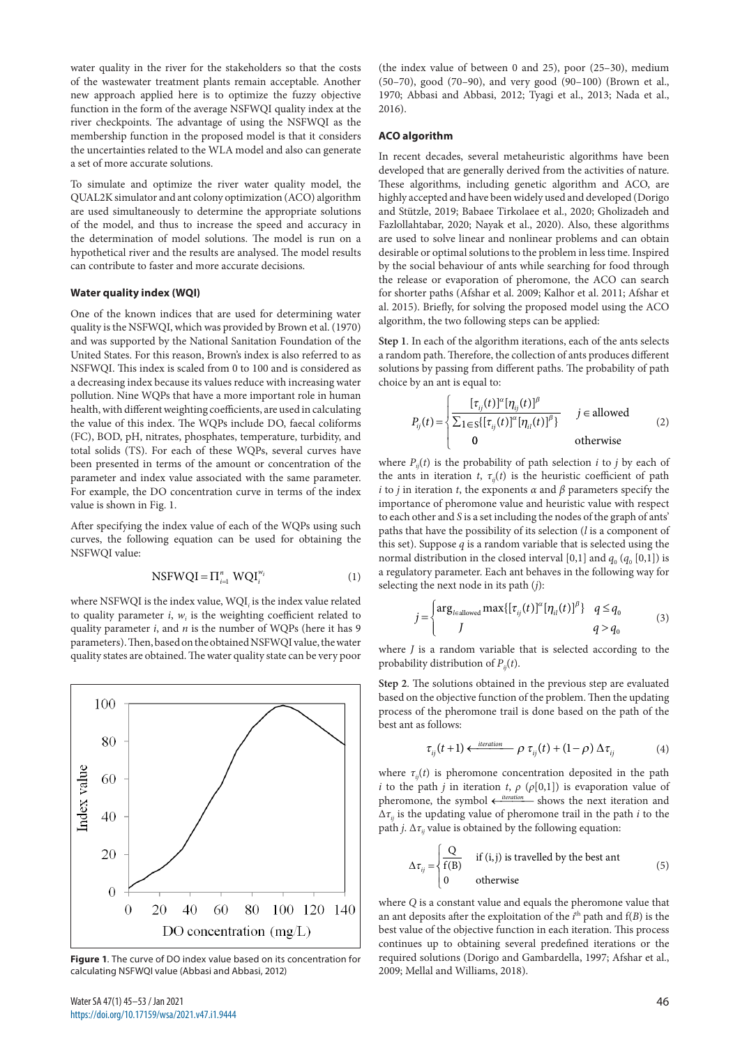water quality in the river for the stakeholders so that the costs of the wastewater treatment plants remain acceptable. Another new approach applied here is to optimize the fuzzy objective function in the form of the average NSFWQI quality index at the river checkpoints. The advantage of using the NSFWQI as the membership function in the proposed model is that it considers the uncertainties related to the WLA model and also can generate a set of more accurate solutions.

To simulate and optimize the river water quality model, the QUAL2K simulator and ant colony optimization (ACO) algorithm are used simultaneously to determine the appropriate solutions of the model, and thus to increase the speed and accuracy in the determination of model solutions. The model is run on a hypothetical river and the results are analysed. The model results can contribute to faster and more accurate decisions.

### Water quality index (WQI)

One of the known indices that are used for determining water quality is the NSFWQI, which was provided by Brown et al. (1970) and was supported by the National Sanitation Foundation of the United States. For this reason, Brown's index is also referred to as NSFWQI. This index is scaled from 0 to 100 and is considered as a decreasing index because its values reduce with increasing water pollution. Nine WQPs that have a more important role in human health, with different weighting coefficients, are used in calculating the value of this index. The WQPs include DO, faecal coliforms (FC), BOD, pH, nitrates, phosphates, temperature, turbidity, and total solids (TS). For each of these WQPs, several curves have been presented in terms of the amount or concentration of the parameter and index value associated with the same parameter. For example, the DO concentration curve in terms of the index value is shown in Fig. 1.

After specifying the index value of each of the WQPs using such curves, the following equation can be used for obtaining the NSFWQI value:

$$\mathrm{NSFWQI} = \Pi_{i=1}^{n}\ \mathrm{WQI}_i^{w_i} \tag{1}$$

where NSFWQI is the index value, $\mathrm{WQI}_i$ is the index value related to quality parameter $i$, $w_i$ is the weighting coefficient related to quality parameter $i$, and $n$ is the number of WQPs (here it has 9 parameters). Then, based on the obtained NSFWQI value, the water quality states are obtained. The water quality state can be very poor (the index value of between 0 and 25), poor (25–30), medium (50–70), good (70–90), and very good (90–100) (Brown et al., 1970; Abbasi and Abbasi, 2012; Tyagi et al., 2013; Nada et al., 2016).

**Figure 1**. The curve of DO index value based on its concentration for calculating NSFWQI value (Abbasi and Abbasi, 2012)

### ACO algorithm

In recent decades, several metaheuristic algorithms have been developed that are generally derived from the activities of nature. These algorithms, including genetic algorithm and ACO, are highly accepted and have been widely used and developed (Dorigo and Stützle, 2019; Babaee Tirkolaee et al., 2020; Gholizadeh and Fazlollahtabar, 2020; Nayak et al., 2020). Also, these algorithms are used to solve linear and nonlinear problems and can obtain desirable or optimal solutions to the problem in less time. Inspired by the social behaviour of ants while searching for food through the release or evaporation of pheromone, the ACO can search for shorter paths (Afshar et al. 2009; Kalhor et al. 2011; Afshar et al. 2015). Briefly, for solving the proposed model using the ACO algorithm, the two following steps can be applied:

**Step 1**. In each of the algorithm iterations, each of the ants selects a random path. Therefore, the collection of ants produces different solutions by passing from different paths. The probability of path choice by an ant is equal to:

$$P_{ij}(t) = \begin{cases} \dfrac{[\tau_{ij}(t)]^{\alpha}[\eta_{ij}(t)]^{\beta}}{\sum_{1\in S}\{[\tau_{ij}(t)]^{\alpha}[\eta_{il}(t)]^{\beta}\}} & j \in \text{allowed} \\ 0 & \text{otherwise} \end{cases} \tag{2}$$

where $P_{ij}(t)$ is the probability of path selection $i$ to $j$ by each of the ants in iteration $t$, $\tau_{ij}(t)$ is the heuristic coefficient of path $i$ to $j$ in iteration $t$, the exponents $\alpha$ and $\beta$ parameters specify the importance of pheromone value and heuristic value with respect to each other and $S$ is a set including the nodes of the graph of ants' paths that have the possibility of its selection ($l$ is a component of this set). Suppose $q$ is a random variable that is selected using the normal distribution in the closed interval [0,1] and $q_0$ ($q_0$ [0,1]) is a regulatory parameter. Each ant behaves in the following way for selecting the next node in its path ($j$):

$$j = \begin{cases} \arg_{l\in \text{allowed}} \max\{[\tau_{ij}(t)]^{\alpha}[\eta_{il}(t)]^{\beta}\} & q \le q_0 \\ J & q > q_0 \end{cases} \tag{3}$$

where $J$ is a random variable that is selected according to the probability distribution of $P_{ij}(t)$.

**Step 2**. The solutions obtained in the previous step are evaluated based on the objective function of the problem. Then the updating process of the pheromone trail is done based on the path of the best ant as follows:

$$\tau_{ij}(t+1) \xleftarrow{\text{iteration}} \rho\ \tau_{ij}(t) + (1-\rho)\ \Delta\tau_{ij} \tag{4}$$

where $\tau_{ij}(t)$ is pheromone concentration deposited in the path $i$ to the path $j$ in iteration $t$, $\rho$ ($\rho$[0,1]) is evaporation value of pheromone, the symbol $\xleftarrow{\text{iteration}}$ shows the next iteration and $\Delta\tau_{ij}$ is the updating value of pheromone trail in the path $i$ to the path $j$. $\Delta\tau_{ij}$ value is obtained by the following equation:

$$\Delta\tau_{ij} = \begin{cases} \dfrac{\mathrm{Q}}{\mathrm{f(B)}} & \text{if (i,j) is travelled by the best ant} \\ 0 & \text{otherwise} \end{cases} \tag{5}$$

where $Q$ is a constant value and equals the pheromone value that an ant deposits after the exploitation of the $i^{\text{th}}$ path and f($B$) is the best value of the objective function in each iteration. This process continues up to obtaining several predefined iterations or the required solutions (Dorigo and Gambardella, 1997; Afshar et al., 2009; Mellal and Williams, 2018).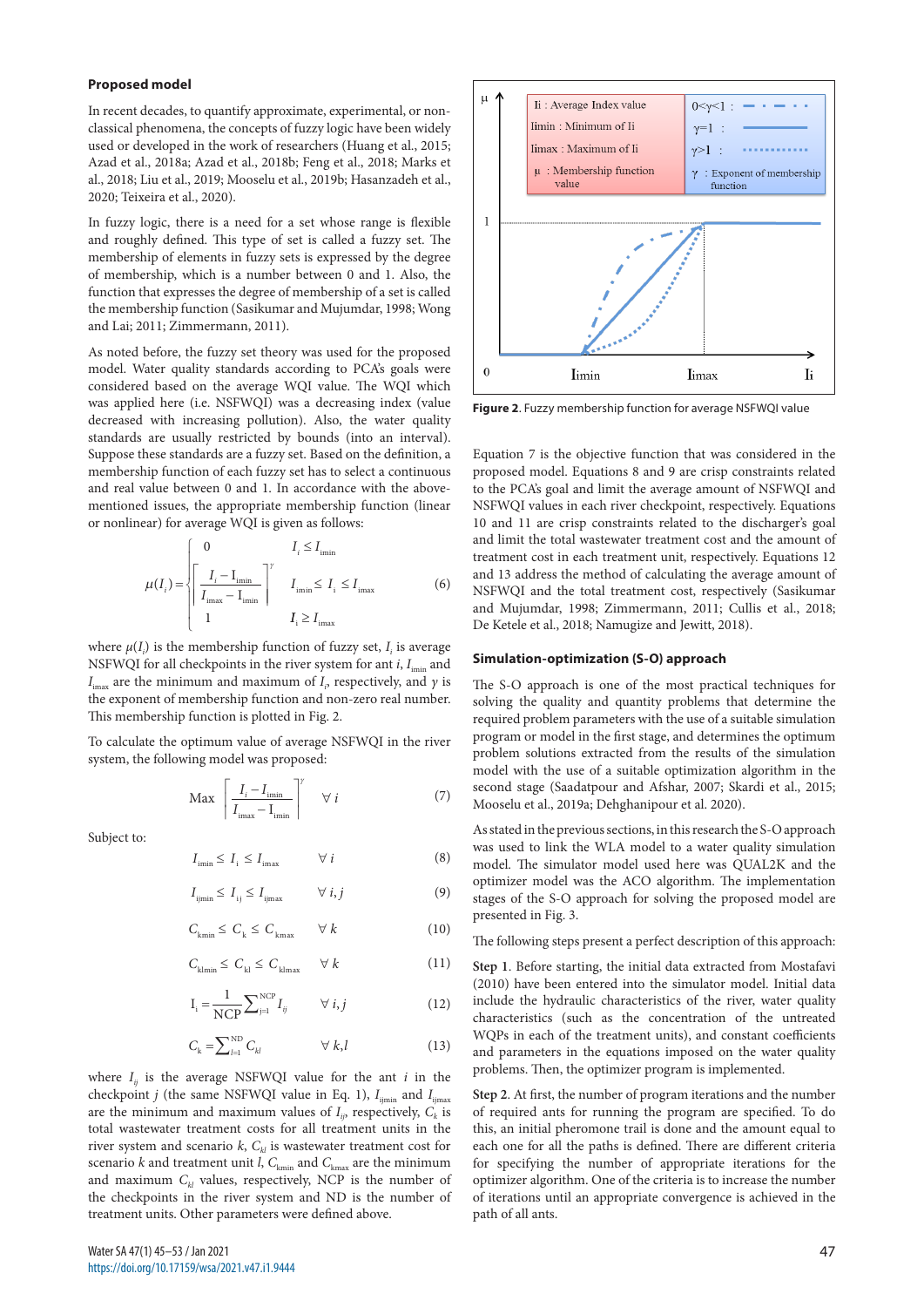### Proposed model

In recent decades, to quantify approximate, experimental, or non-classical phenomena, the concepts of fuzzy logic have been widely used or developed in the work of researchers (Huang et al., 2015; Azad et al., 2018a; Azad et al., 2018b; Feng et al., 2018; Marks et al., 2018; Liu et al., 2019; Mooselu et al., 2019b; Hasanzadeh et al., 2020; Teixeira et al., 2020).

In fuzzy logic, there is a need for a set whose range is flexible and roughly defined. This type of set is called a fuzzy set. The membership of elements in fuzzy sets is expressed by the degree of membership, which is a number between 0 and 1. Also, the function that expresses the degree of membership of a set is called the membership function (Sasikumar and Mujumdar, 1998; Wong and Lai; 2011; Zimmermann, 2011).

As noted before, the fuzzy set theory was used for the proposed model. Water quality standards according to PCA's goals were considered based on the average WQI value. The WQI which was applied here (i.e. NSFWQI) was a decreasing index (value decreased with increasing pollution). Also, the water quality standards are usually restricted by bounds (into an interval). Suppose these standards are a fuzzy set. Based on the definition, a membership function of each fuzzy set has to select a continuous and real value between 0 and 1. In accordance with the above-mentioned issues, the appropriate membership function (linear or nonlinear) for average WQI is given as follows:

$$\mu(I_i)=\begin{cases}0 & I_i \le I_{\mathrm{imin}}\\ \left[\dfrac{I_i - I_{\mathrm{imin}}}{I_{\mathrm{imax}} - I_{\mathrm{imin}}}\right]^{\gamma} & I_{\mathrm{imin}} \le I_i \le I_{\mathrm{imax}}\\ 1 & I_i \ge I_{\mathrm{imax}}\end{cases} \tag{6}$$

where $\mu(I_i)$ is the membership function of fuzzy set, $I_i$ is average NSFWQI for all checkpoints in the river system for ant $i$, $I_{\mathrm{imin}}$ and $I_{\mathrm{imax}}$ are the minimum and maximum of $I_i$, respectively, and $\gamma$ is the exponent of membership function and non-zero real number. This membership function is plotted in Fig. 2.

To calculate the optimum value of average NSFWQI in the river system, the following model was proposed:

$$\mathrm{Max}\ \left[\frac{I_i - I_{\mathrm{imin}}}{I_{\mathrm{imax}} - I_{\mathrm{imin}}}\right]^{\gamma} \quad \forall\, i \tag{7}$$

Subject to:

$$I_{\mathrm{imin}} \le I_i \le I_{\mathrm{imax}} \quad \forall\, i \tag{8}$$

$$I_{\mathrm{ijmin}} \le I_{ij} \le I_{\mathrm{ijmax}} \quad \forall\, i,j \tag{9}$$

$$C_{\mathrm{kmin}} \le C_k \le C_{\mathrm{kmax}} \quad \forall\, k \tag{10}$$

$$C_{\mathrm{klmin}} \le C_{kl} \le C_{\mathrm{klmax}} \quad \forall\, k \tag{11}$$

$$I_i = \frac{1}{\mathrm{NCP}}\sum_{j=1}^{\mathrm{NCP}} I_{ij} \quad \forall\, i,j \tag{12}$$

$$C_k = \sum_{l=1}^{\mathrm{ND}} C_{kl} \quad \forall\, k,l \tag{13}$$

where $I_{ij}$ is the average NSFWQI value for the ant $i$ in the checkpoint $j$ (the same NSFWQI value in Eq. 1), $I_{\mathrm{ijmin}}$ and $I_{\mathrm{ijmax}}$ are the minimum and maximum values of $I_{ij}$, respectively, $C_k$ is total wastewater treatment costs for all treatment units in the river system and scenario $k$, $C_{kl}$ is wastewater treatment cost for scenario $k$ and treatment unit $l$, $C_{\mathrm{kmin}}$ and $C_{\mathrm{kmax}}$ are the minimum and maximum $C_{kl}$ values, respectively, NCP is the number of the checkpoints in the river system and ND is the number of treatment units. Other parameters were defined above.

**Figure 2**. Fuzzy membership function for average NSFWQI value

Equation 7 is the objective function that was considered in the proposed model. Equations 8 and 9 are crisp constraints related to the PCA's goal and limit the average amount of NSFWQI and NSFWQI values in each river checkpoint, respectively. Equations 10 and 11 are crisp constraints related to the discharger's goal and limit the total wastewater treatment cost and the amount of treatment cost in each treatment unit, respectively. Equations 12 and 13 address the method of calculating the average amount of NSFWQI and the total treatment cost, respectively (Sasikumar and Mujumdar, 1998; Zimmermann, 2011; Cullis et al., 2018; De Ketele et al., 2018; Namugize and Jewitt, 2018).

### Simulation-optimization (S-O) approach

The S-O approach is one of the most practical techniques for solving the quality and quantity problems that determine the required problem parameters with the use of a suitable simulation program or model in the first stage, and determines the optimum problem solutions extracted from the results of the simulation model with the use of a suitable optimization algorithm in the second stage (Saadatpour and Afshar, 2007; Skardi et al., 2015; Mooselu et al., 2019a; Dehghanipour et al. 2020).

As stated in the previous sections, in this research the S-O approach was used to link the WLA model to a water quality simulation model. The simulator model used here was QUAL2K and the optimizer model was the ACO algorithm. The implementation stages of the S-O approach for solving the proposed model are presented in Fig. 3.

The following steps present a perfect description of this approach:

**Step 1**. Before starting, the initial data extracted from Mostafavi (2010) have been entered into the simulator model. Initial data include the hydraulic characteristics of the river, water quality characteristics (such as the concentration of the untreated WQPs in each of the treatment units), and constant coefficients and parameters in the equations imposed on the water quality problems. Then, the optimizer program is implemented.

**Step 2**. At first, the number of program iterations and the number of required ants for running the program are specified. To do this, an initial pheromone trail is done and the amount equal to each one for all the paths is defined. There are different criteria for specifying the number of appropriate iterations for the optimizer algorithm. One of the criteria is to increase the number of iterations until an appropriate convergence is achieved in the path of all ants.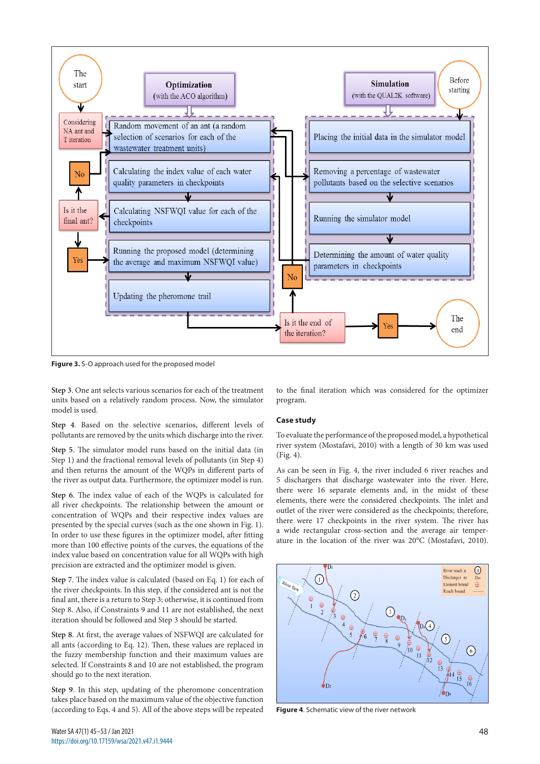**Figure 3.** S-O approach used for the proposed model

**Step 3**. One ant selects various scenarios for each of the treatment units based on a relatively random process. Now, the simulator model is used.

**Step 4**. Based on the selective scenarios, different levels of pollutants are removed by the units which discharge into the river.

**Step 5**. The simulator model runs based on the initial data (in Step 1) and the fractional removal levels of pollutants (in Step 4) and then returns the amount of the WQPs in different parts of the river as output data. Furthermore, the optimizer model is run.

**Step 6**. The index value of each of the WQPs is calculated for all river checkpoints. The relationship between the amount or concentration of WQPs and their respective index values are presented by the special curves (such as the one shown in Fig. 1). In order to use these figures in the optimizer model, after fitting more than 100 effective points of the curves, the equations of the index value based on concentration value for all WQPs with high precision are extracted and the optimizer model is given.

**Step 7**. The index value is calculated (based on Eq. 1) for each of the river checkpoints. In this step, if the considered ant is not the final ant, there is a return to Step 3; otherwise, it is continued from Step 8. Also, if Constraints 9 and 11 are not established, the next iteration should be followed and Step 3 should be started.

**Step 8**. At first, the average values of NSFWQI are calculated for all ants (according to Eq. 12). Then, these values are replaced in the fuzzy membership function and their maximum values are selected. If Constraints 8 and 10 are not established, the program should go to the next iteration.

**Step 9**. In this step, updating of the pheromone concentration takes place based on the maximum value of the objective function (according to Eqs. 4 and 5). All of the above steps will be repeated to the final iteration which was considered for the optimizer program.

## Case study

To evaluate the performance of the proposed model, a hypothetical river system (Mostafavi, 2010) with a length of 30 km was used (Fig. 4).

As can be seen in Fig. 4, the river included 6 river reaches and 5 dischargers that discharge wastewater into the river. Here, there were 16 separate elements, and, in the midst of these elements, there were the considered checkpoints. The inlet and outlet of the river were considered as the checkpoints; therefore, there were 17 checkpoints in the river system. The river has a wide rectangular cross-section and the average air temperature in the location of the river was 20°C (Mostafavi, 2010).

**Figure 4**. Schematic view of the river network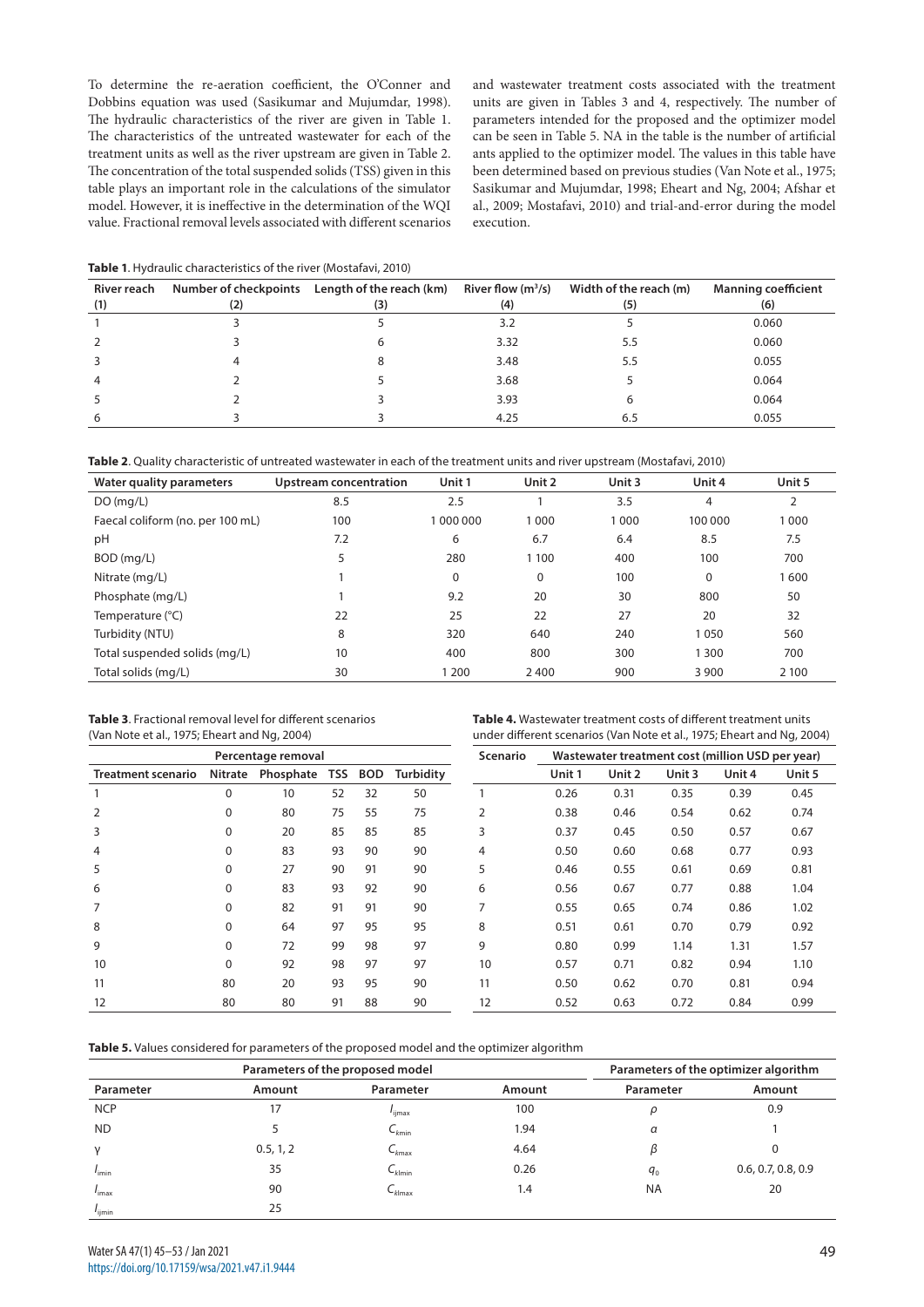To determine the re-aeration coefficient, the O'Conner and Dobbins equation was used (Sasikumar and Mujumdar, 1998). The hydraulic characteristics of the river are given in Table 1. The characteristics of the untreated wastewater for each of the treatment units as well as the river upstream are given in Table 2. The concentration of the total suspended solids (TSS) given in this table plays an important role in the calculations of the simulator model. However, it is ineffective in the determination of the WQI value. Fractional removal levels associated with different scenarios and wastewater treatment costs associated with the treatment units are given in Tables 3 and 4, respectively. The number of parameters intended for the proposed and the optimizer model can be seen in Table 5. NA in the table is the number of artificial ants applied to the optimizer model. The values in this table have been determined based on previous studies (Van Note et al., 1975; Sasikumar and Mujumdar, 1998; Eheart and Ng, 2004; Afshar et al., 2009; Mostafavi, 2010) and trial-and-error during the model execution.

**Table 1**. Hydraulic characteristics of the river (Mostafavi, 2010)

| River reach (1) | Number of checkpoints (2) | Length of the reach (km) (3) | River flow ($m^3$/s) (4) | Width of the reach (m) (5) | Manning coefficient (6) |
|---|---|---|---|---|---|
| 1 | 3 | 5 | 3.2 | 5 | 0.060 |
| 2 | 3 | 6 | 3.32 | 5.5 | 0.060 |
| 3 | 4 | 8 | 3.48 | 5.5 | 0.055 |
| 4 | 2 | 5 | 3.68 | 5 | 0.064 |
| 5 | 2 | 3 | 3.93 | 6 | 0.064 |
| 6 | 3 | 3 | 4.25 | 6.5 | 0.055 |

**Table 2**. Quality characteristic of untreated wastewater in each of the treatment units and river upstream (Mostafavi, 2010)

| Water quality parameters | Upstream concentration | Unit 1 | Unit 2 | Unit 3 | Unit 4 | Unit 5 |
|---|---|---|---|---|---|---|
| DO (mg/L) | 8.5 | 2.5 | 1 | 3.5 | 4 | 2 |
| Faecal coliform (no. per 100 mL) | 100 | 1 000 000 | 1 000 | 1 000 | 100 000 | 1 000 |
| pH | 7.2 | 6 | 6.7 | 6.4 | 8.5 | 7.5 |
| BOD (mg/L) | 5 | 280 | 1 100 | 400 | 100 | 700 |
| Nitrate (mg/L) | 1 | 0 | 0 | 100 | 0 | 1 600 |
| Phosphate (mg/L) | 1 | 9.2 | 20 | 30 | 800 | 50 |
| Temperature (°C) | 22 | 25 | 22 | 27 | 20 | 32 |
| Turbidity (NTU) | 8 | 320 | 640 | 240 | 1 050 | 560 |
| Total suspended solids (mg/L) | 10 | 400 | 800 | 300 | 1 300 | 700 |
| Total solids (mg/L) | 30 | 1 200 | 2 400 | 900 | 3 900 | 2 100 |

**Table 3**. Fractional removal level for different scenarios (Van Note et al., 1975; Eheart and Ng, 2004)

| | Percentage removal | | | | |
|---|---|---|---|---|---|
| Treatment scenario | Nitrate | Phosphate | TSS | BOD | Turbidity |
| 1 | 0 | 10 | 52 | 32 | 50 |
| 2 | 0 | 80 | 75 | 55 | 75 |
| 3 | 0 | 20 | 85 | 85 | 85 |
| 4 | 0 | 83 | 93 | 90 | 90 |
| 5 | 0 | 27 | 90 | 91 | 90 |
| 6 | 0 | 83 | 93 | 92 | 90 |
| 7 | 0 | 82 | 91 | 91 | 90 |
| 8 | 0 | 64 | 97 | 95 | 95 |
| 9 | 0 | 72 | 99 | 98 | 97 |
| 10 | 0 | 92 | 98 | 97 | 97 |
| 11 | 80 | 20 | 93 | 95 | 90 |
| 12 | 80 | 80 | 91 | 88 | 90 |

**Table 4.** Wastewater treatment costs of different treatment units under different scenarios (Van Note et al., 1975; Eheart and Ng, 2004)

| Scenario | Wastewater treatment cost (million USD per year) | | | | |
|---|---|---|---|---|---|
| | Unit 1 | Unit 2 | Unit 3 | Unit 4 | Unit 5 |
| 1 | 0.26 | 0.31 | 0.35 | 0.39 | 0.45 |
| 2 | 0.38 | 0.46 | 0.54 | 0.62 | 0.74 |
| 3 | 0.37 | 0.45 | 0.50 | 0.57 | 0.67 |
| 4 | 0.50 | 0.60 | 0.68 | 0.77 | 0.93 |
| 5 | 0.46 | 0.55 | 0.61 | 0.69 | 0.81 |
| 6 | 0.56 | 0.67 | 0.77 | 0.88 | 1.04 |
| 7 | 0.55 | 0.65 | 0.74 | 0.86 | 1.02 |
| 8 | 0.51 | 0.61 | 0.70 | 0.79 | 0.92 |
| 9 | 0.80 | 0.99 | 1.14 | 1.31 | 1.57 |
| 10 | 0.57 | 0.71 | 0.82 | 0.94 | 1.10 |
| 11 | 0.50 | 0.62 | 0.70 | 0.81 | 0.94 |
| 12 | 0.52 | 0.63 | 0.72 | 0.84 | 0.99 |

**Table 5.** Values considered for parameters of the proposed model and the optimizer algorithm

| Parameters of the proposed model | | | | Parameters of the optimizer algorithm | |
|---|---|---|---|---|---|
| Parameter | Amount | Parameter | Amount | Parameter | Amount |
| NCP | 17 | $I_{ijmax}$ | 100 | $\rho$ | 0.9 |
| ND | 5 | $C_{kmin}$ | 1.94 | $\alpha$ | 1 |
| $\gamma$ | 0.5, 1, 2 | $C_{kmax}$ | 4.64 | $\beta$ | 0 |
| $I_{imin}$ | 35 | $C_{klmin}$ | 0.26 | $q_0$ | 0.6, 0.7, 0.8, 0.9 |
| $I_{imax}$ | 90 | $C_{klmax}$ | 1.4 | NA | 20 |
| $I_{ijmin}$ | 25 | | | | |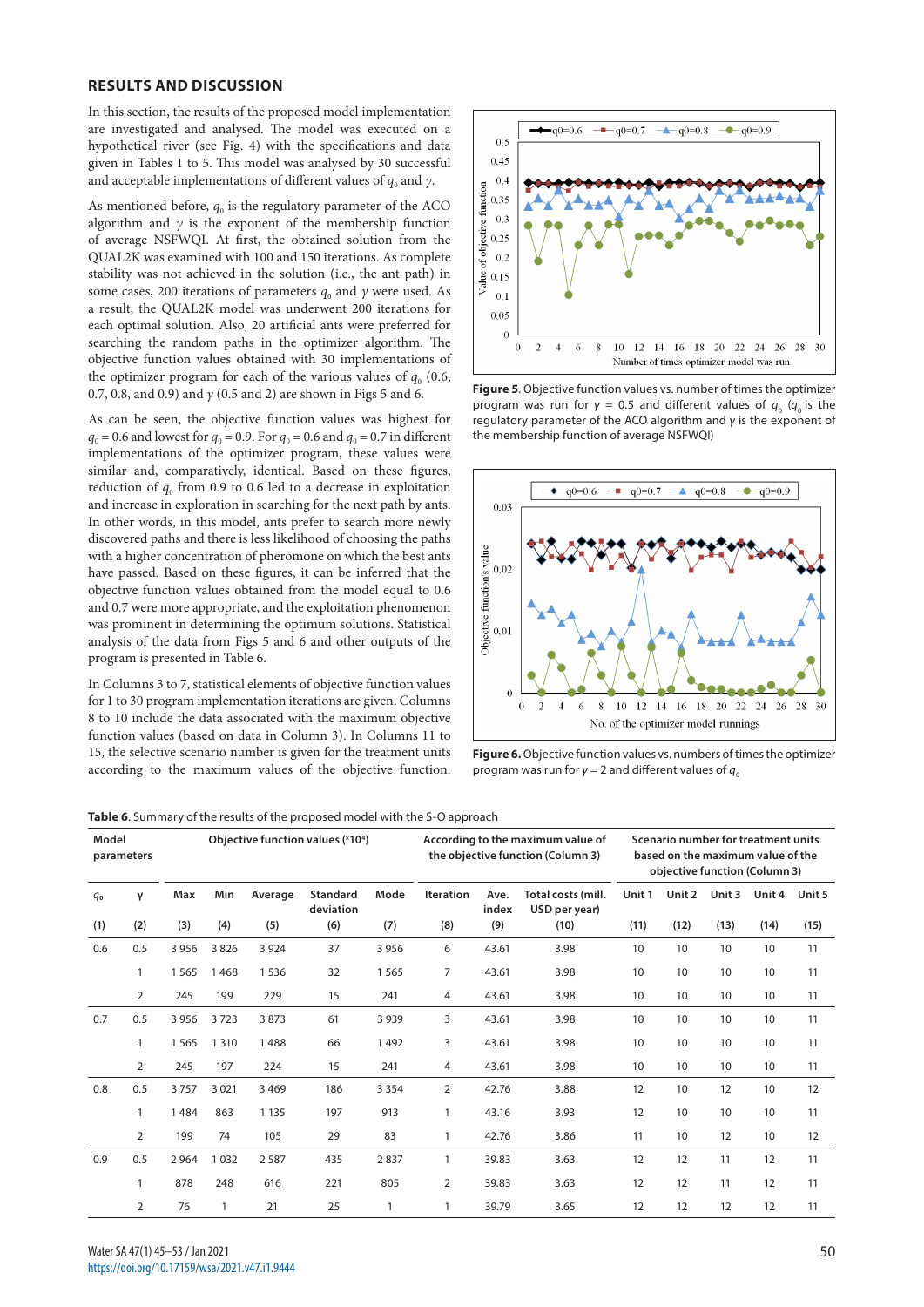## RESULTS AND DISCUSSION

In this section, the results of the proposed model implementation are investigated and analysed. The model was executed on a hypothetical river (see Fig. 4) with the specifications and data given in Tables 1 to 5. This model was analysed by 30 successful and acceptable implementations of different values of $q_0$ and $\gamma$.

As mentioned before, $q_0$ is the regulatory parameter of the ACO algorithm and $\gamma$ is the exponent of the membership function of average NSFWQI. At first, the obtained solution from the QUAL2K was examined with 100 and 150 iterations. As complete stability was not achieved in the solution (i.e., the ant path) in some cases, 200 iterations of parameters $q_0$ and $\gamma$ were used. As a result, the QUAL2K model was underwent 200 iterations for each optimal solution. Also, 20 artificial ants were preferred for searching the random paths in the optimizer algorithm. The objective function values obtained with 30 implementations of the optimizer program for each of the various values of $q_0$ (0.6, 0.7, 0.8, and 0.9) and $\gamma$ (0.5 and 2) are shown in Figs 5 and 6.

As can be seen, the objective function values was highest for $q_0 = 0.6$ and lowest for $q_0 = 0.9$. For $q_0 = 0.6$ and $q_0 = 0.7$ in different implementations of the optimizer program, these values were similar and, comparatively, identical. Based on these figures, reduction of $q_0$ from 0.9 to 0.6 led to a decrease in exploitation and increase in exploration in searching for the next path by ants. In other words, in this model, ants prefer to search more newly discovered paths and there is less likelihood of choosing the paths with a higher concentration of pheromone on which the best ants have passed. Based on these figures, it can be inferred that the objective function values obtained from the model equal to 0.6 and 0.7 were more appropriate, and the exploitation phenomenon was prominent in determining the optimum solutions. Statistical analysis of the data from Figs 5 and 6 and other outputs of the program is presented in Table 6.

In Columns 3 to 7, statistical elements of objective function values for 1 to 30 program implementation iterations are given. Columns 8 to 10 include the data associated with the maximum objective function values (based on data in Column 3). In Columns 11 to 15, the selective scenario number is given for the treatment units according to the maximum values of the objective function.

**Figure 5.** Objective function values vs. number of times the optimizer program was run for $\gamma$ = 0.5 and different values of $q_0$ ($q_0$ is the regulatory parameter of the ACO algorithm and $\gamma$ is the exponent of the membership function of average NSFWQI)

**Figure 6.** Objective function values vs. numbers of times the optimizer program was run for $\gamma$ = 2 and different values of $q_0$

**Table 6**. Summary of the results of the proposed model with the S-O approach

| Model parameters | | Objective function values ($\times10^4$) | | | | | According to the maximum value of the objective function (Column 3) | | | Scenario number for treatment units based on the maximum value of the objective function (Column 3) | | | | |
|---|---|---|---|---|---|---|---|---|---|---|---|---|---|---|
| $q_0$ | $\gamma$ | Max | Min | Average | Standard deviation | Mode | Iteration | Ave. index | Total costs (mill. USD per year) | Unit 1 | Unit 2 | Unit 3 | Unit 4 | Unit 5 |
| (1) | (2) | (3) | (4) | (5) | (6) | (7) | (8) | (9) | (10) | (11) | (12) | (13) | (14) | (15) |
| 0.6 | 0.5 | 3 956 | 3 826 | 3 924 | 37 | 3 956 | 6 | 43.61 | 3.98 | 10 | 10 | 10 | 10 | 11 |
| | 1 | 1 565 | 1 468 | 1 536 | 32 | 1 565 | 7 | 43.61 | 3.98 | 10 | 10 | 10 | 10 | 11 |
| | 2 | 245 | 199 | 229 | 15 | 241 | 4 | 43.61 | 3.98 | 10 | 10 | 10 | 10 | 11 |
| 0.7 | 0.5 | 3 956 | 3 723 | 3 873 | 61 | 3 939 | 3 | 43.61 | 3.98 | 10 | 10 | 10 | 10 | 11 |
| | 1 | 1 565 | 1 310 | 1 488 | 66 | 1 492 | 3 | 43.61 | 3.98 | 10 | 10 | 10 | 10 | 11 |
| | 2 | 245 | 197 | 224 | 15 | 241 | 4 | 43.61 | 3.98 | 10 | 10 | 10 | 10 | 11 |
| 0.8 | 0.5 | 3 757 | 3 021 | 3 469 | 186 | 3 354 | 2 | 42.76 | 3.88 | 12 | 10 | 12 | 10 | 12 |
| | 1 | 1 484 | 863 | 1 135 | 197 | 913 | 1 | 43.16 | 3.93 | 12 | 10 | 10 | 10 | 11 |
| | 2 | 199 | 74 | 105 | 29 | 83 | 1 | 42.76 | 3.86 | 11 | 10 | 12 | 10 | 12 |
| 0.9 | 0.5 | 2 964 | 1 032 | 2 587 | 435 | 2 837 | 1 | 39.83 | 3.63 | 12 | 12 | 11 | 12 | 11 |
| | 1 | 878 | 248 | 616 | 221 | 805 | 2 | 39.83 | 3.63 | 12 | 12 | 11 | 12 | 11 |
| | 2 | 76 | 1 | 21 | 25 | 1 | 1 | 39.79 | 3.65 | 12 | 12 | 12 | 12 | 11 |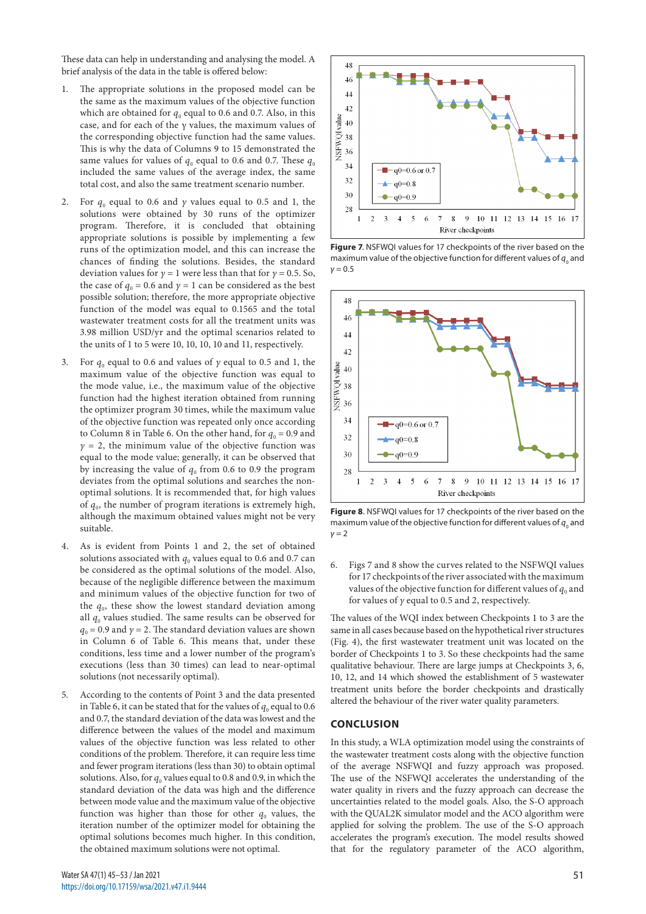These data can help in understanding and analysing the model. A brief analysis of the data in the table is offered below:

1. The appropriate solutions in the proposed model can be the same as the maximum values of the objective function which are obtained for $q_0$ equal to 0.6 and 0.7. Also, in this case, and for each of the γ values, the maximum values of the corresponding objective function had the same values. This is why the data of Columns 9 to 15 demonstrated the same values for values of $q_0$ equal to 0.6 and 0.7. These $q_0$ included the same values of the average index, the same total cost, and also the same treatment scenario number.

2. For $q_0$ equal to 0.6 and $\gamma$ values equal to 0.5 and 1, the solutions were obtained by 30 runs of the optimizer program. Therefore, it is concluded that obtaining appropriate solutions is possible by implementing a few runs of the optimization model, and this can increase the chances of finding the solutions. Besides, the standard deviation values for $\gamma = 1$ were less than that for $\gamma = 0.5$. So, the case of $q_0 = 0.6$ and $\gamma = 1$ can be considered as the best possible solution; therefore, the more appropriate objective function of the model was equal to 0.1565 and the total wastewater treatment costs for all the treatment units was 3.98 million USD/yr and the optimal scenarios related to the units of 1 to 5 were 10, 10, 10, 10 and 11, respectively.

3. For $q_0$ equal to 0.6 and values of $\gamma$ equal to 0.5 and 1, the maximum value of the objective function was equal to the mode value, i.e., the maximum value of the objective function had the highest iteration obtained from running the optimizer program 30 times, while the maximum value of the objective function was repeated only once according to Column 8 in Table 6. On the other hand, for $q_0 = 0.9$ and $\gamma = 2$, the minimum value of the objective function was equal to the mode value; generally, it can be observed that by increasing the value of $q_0$ from 0.6 to 0.9 the program deviates from the optimal solutions and searches the non-optimal solutions. It is recommended that, for high values of $q_0$, the number of program iterations is extremely high, although the maximum obtained values might not be very suitable.

4. As is evident from Points 1 and 2, the set of obtained solutions associated with $q_0$ values equal to 0.6 and 0.7 can be considered as the optimal solutions of the model. Also, because of the negligible difference between the maximum and minimum values of the objective function for two of the $q_0$, these show the lowest standard deviation among all $q_0$ values studied. The same results can be observed for $q_0 = 0.9$ and $\gamma = 2$. The standard deviation values are shown in Column 6 of Table 6. This means that, under these conditions, less time and a lower number of the program's executions (less than 30 times) can lead to near-optimal solutions (not necessarily optimal).

5. According to the contents of Point 3 and the data presented in Table 6, it can be stated that for the values of $q_0$ equal to 0.6 and 0.7, the standard deviation of the data was lowest and the difference between the values of the model and maximum values of the objective function was less related to other conditions of the problem. Therefore, it can require less time and fewer program iterations (less than 30) to obtain optimal solutions. Also, for $q_0$ values equal to 0.8 and 0.9, in which the standard deviation of the data was high and the difference between mode value and the maximum value of the objective function was higher than those for other $q_0$ values, the iteration number of the optimizer model for obtaining the optimal solutions becomes much higher. In this condition, the obtained maximum solutions were not optimal.

**Figure 7**. NSFWQI values for 17 checkpoints of the river based on the maximum value of the objective function for different values of $q_0$ and $\gamma = 0.5$

**Figure 8**. NSFWQI values for 17 checkpoints of the river based on the maximum value of the objective function for different values of $q_0$ and $\gamma = 2$

6. Figs 7 and 8 show the curves related to the NSFWQI values for 17 checkpoints of the river associated with the maximum values of the objective function for different values of $q_0$ and for values of $\gamma$ equal to 0.5 and 2, respectively.

The values of the WQI index between Checkpoints 1 to 3 are the same in all cases because based on the hypothetical river structures (Fig. 4), the first wastewater treatment unit was located on the border of Checkpoints 1 to 3. So these checkpoints had the same qualitative behaviour. There are large jumps at Checkpoints 3, 6, 10, 12, and 14 which showed the establishment of 5 wastewater treatment units before the border checkpoints and drastically altered the behaviour of the river water quality parameters.

## CONCLUSION

In this study, a WLA optimization model using the constraints of the wastewater treatment costs along with the objective function of the average NSFWQI and fuzzy approach was proposed. The use of the NSFWQI accelerates the understanding of the water quality in rivers and the fuzzy approach can decrease the uncertainties related to the model goals. Also, the S-O approach with the QUAL2K simulator model and the ACO algorithm were applied for solving the problem. The use of the S-O approach accelerates the program's execution. The model results showed that for the regulatory parameter of the ACO algorithm,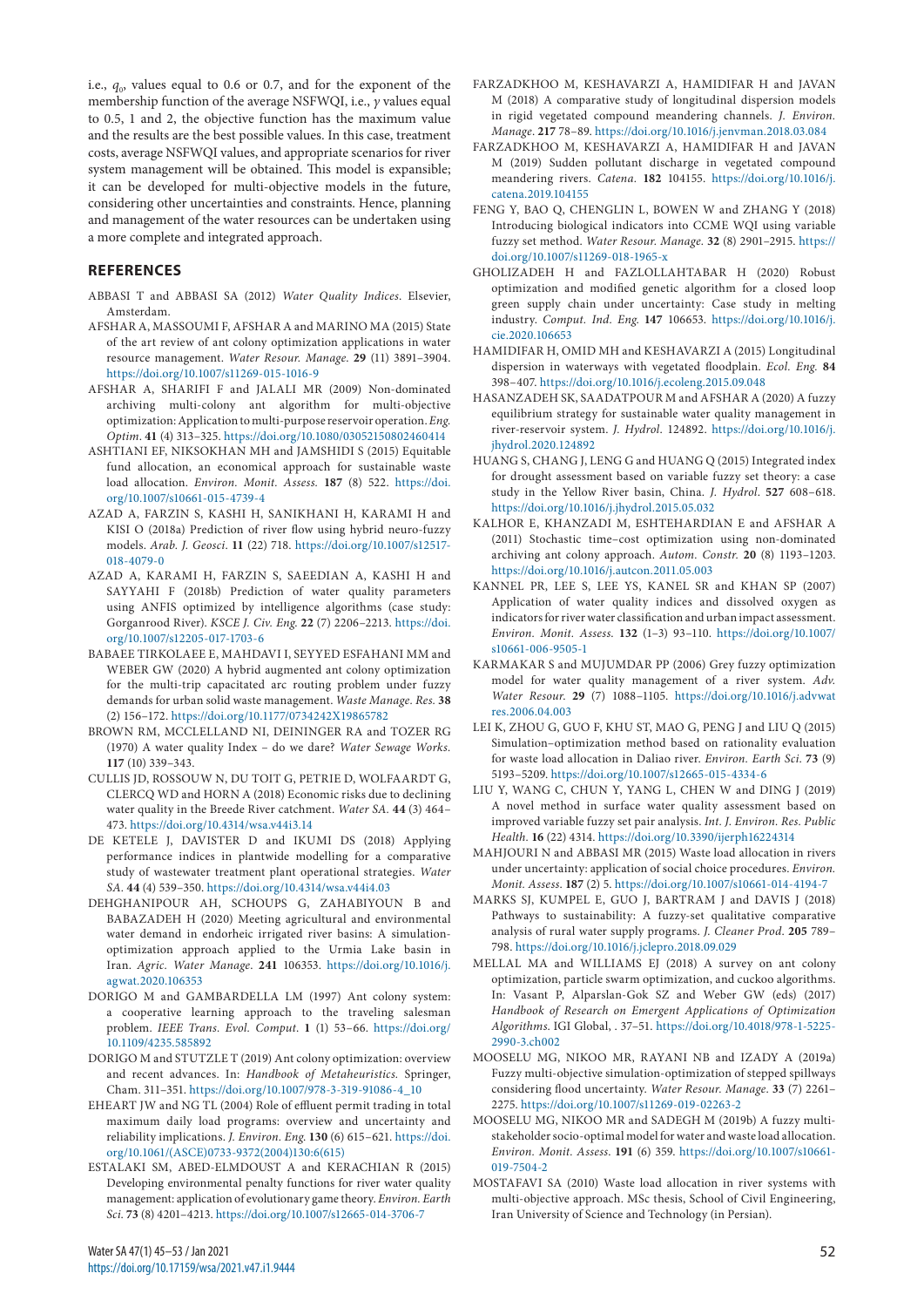i.e., $q_0$, values equal to 0.6 or 0.7, and for the exponent of the membership function of the average NSFWQI, i.e., $\gamma$ values equal to 0.5, 1 and 2, the objective function has the maximum value and the results are the best possible values. In this case, treatment costs, average NSFWQI values, and appropriate scenarios for river system management will be obtained. This model is expansible; it can be developed for multi-objective models in the future, considering other uncertainties and constraints. Hence, planning and management of the water resources can be undertaken using a more complete and integrated approach.

## REFERENCES

ABBASI T and ABBASI SA (2012) *Water Quality Indices*. Elsevier, Amsterdam.

AFSHAR A, MASSOUMI F, AFSHAR A and MARINO MA (2015) State of the art review of ant colony optimization applications in water resource management. *Water Resour. Manage.* **29** (11) 3891–3904. https://doi.org/10.1007/s11269-015-1016-9

AFSHAR A, SHARIFI F and JALALI MR (2009) Non-dominated archiving multi-colony ant algorithm for multi-objective optimization: Application to multi-purpose reservoir operation. *Eng. Optim.* **41** (4) 313–325. https://doi.org/10.1080/03052150802460414

ASHTIANI EF, NIKSOKHAN MH and JAMSHIDI S (2015) Equitable fund allocation, an economical approach for sustainable waste load allocation. *Environ. Monit. Assess.* **187** (8) 522. https://doi.org/10.1007/s10661-015-4739-4

AZAD A, FARZIN S, KASHI H, SANIKHANI H, KARAMI H and KISI O (2018a) Prediction of river flow using hybrid neuro-fuzzy models. *Arab. J. Geosci.* **11** (22) 718. https://doi.org/10.1007/s12517-018-4079-0

AZAD A, KARAMI H, FARZIN S, SAEEDIAN A, KASHI H and SAYYAHI F (2018b) Prediction of water quality parameters using ANFIS optimized by intelligence algorithms (case study: Gorganrood River). *KSCE J. Civ. Eng.* **22** (7) 2206–2213. https://doi.org/10.1007/s12205-017-1703-6

BABAEE TIRKOLAEE E, MAHDAVI I, SEYYED ESFAHANI MM and WEBER GW (2020) A hybrid augmented ant colony optimization for the multi-trip capacitated arc routing problem under fuzzy demands for urban solid waste management. *Waste Manage. Res.* **38** (2) 156–172. https://doi.org/10.1177/0734242X19865782

BROWN RM, MCCLELLAND NI, DEININGER RA and TOZER RG (1970) A water quality Index – do we dare? *Water Sewage Works.* **117** (10) 339–343.

CULLIS JD, ROSSOUW N, DU TOIT G, PETRIE D, WOLFAARDT G, CLERCQ WD and HORN A (2018) Economic risks due to declining water quality in the Breede River catchment. *Water SA.* **44** (3) 464–473. https://doi.org/10.4314/wsa.v44i3.14

DE KETELE J, DAVISTER D and IKUMI DS (2018) Applying performance indices in plantwide modelling for a comparative study of wastewater treatment plant operational strategies. *Water SA.* **44** (4) 539–350. https://doi.org/10.4314/wsa.v44i4.03

DEHGHANIPOUR AH, SCHOUPS G, ZAHABIYOUN B and BABAZADEH H (2020) Meeting agricultural and environmental water demand in endorheic irrigated river basins: A simulation-optimization approach applied to the Urmia Lake basin in Iran. *Agric. Water Manage.* **241** 106353. https://doi.org/10.1016/j.agwat.2020.106353

DORIGO M and GAMBARDELLA LM (1997) Ant colony system: a cooperative learning approach to the traveling salesman problem. *IEEE Trans. Evol. Comput.* **1** (1) 53–66. https://doi.org/10.1109/4235.585892

DORIGO M and STUTZLE T (2019) Ant colony optimization: overview and recent advances. In: *Handbook of Metaheuristics.* Springer, Cham. 311–351. https://doi.org/10.1007/978-3-319-91086-4_10

EHEART JW and NG TL (2004) Role of effluent permit trading in total maximum daily load programs: overview and uncertainty and reliability implications. *J. Environ. Eng.* **130** (6) 615–621. https://doi.org/10.1061/(ASCE)0733-9372(2004)130:6(615)

ESTALAKI SM, ABED-ELMDOUST A and KERACHIAN R (2015) Developing environmental penalty functions for river water quality management: application of evolutionary game theory. *Environ. Earth Sci.* **73** (8) 4201–4213. https://doi.org/10.1007/s12665-014-3706-7

FARZADKHOO M, KESHAVARZI A, HAMIDIFAR H and JAVAN M (2018) A comparative study of longitudinal dispersion models in rigid vegetated compound meandering channels. *J. Environ. Manage.* **217** 78–89. https://doi.org/10.1016/j.jenvman.2018.03.084

FARZADKHOO M, KESHAVARZI A, HAMIDIFAR H and JAVAN M (2019) Sudden pollutant discharge in vegetated compound meandering rivers. *Catena.* **182** 104155. https://doi.org/10.1016/j.catena.2019.104155

FENG Y, BAO Q, CHENGLIN L, BOWEN W and ZHANG Y (2018) Introducing biological indicators into CCME WQI using variable fuzzy set method. *Water Resour. Manage.* **32** (8) 2901–2915. https://doi.org/10.1007/s11269-018-1965-x

GHOLIZADEH H and FAZLOLLAHTABAR H (2020) Robust optimization and modified genetic algorithm for a closed loop green supply chain under uncertainty: Case study in melting industry. *Comput. Ind. Eng.* **147** 106653. https://doi.org/10.1016/j.cie.2020.106653

HAMIDIFAR H, OMID MH and KESHAVARZI A (2015) Longitudinal dispersion in waterways with vegetated floodplain. *Ecol. Eng.* **84** 398–407. https://doi.org/10.1016/j.ecoleng.2015.09.048

HASANZADEH SK, SAADATPOUR M and AFSHAR A (2020) A fuzzy equilibrium strategy for sustainable water quality management in river-reservoir system. *J. Hydrol.* 124892. https://doi.org/10.1016/j.jhydrol.2020.124892

HUANG S, CHANG J, LENG G and HUANG Q (2015) Integrated index for drought assessment based on variable fuzzy set theory: a case study in the Yellow River basin, China. *J. Hydrol.* **527** 608–618. https://doi.org/10.1016/j.jhydrol.2015.05.032

KALHOR E, KHANZADI M, ESHTEHARDIAN E and AFSHAR A (2011) Stochastic time–cost optimization using non-dominated archiving ant colony approach. *Autom. Constr.* **20** (8) 1193–1203. https://doi.org/10.1016/j.autcon.2011.05.003

KANNEL PR, LEE S, LEE YS, KANEL SR and KHAN SP (2007) Application of water quality indices and dissolved oxygen as indicators for river water classification and urban impact assessment. *Environ. Monit. Assess.* **132** (1–3) 93–110. https://doi.org/10.1007/s10661-006-9505-1

KARMAKAR S and MUJUMDAR PP (2006) Grey fuzzy optimization model for water quality management of a river system. *Adv. Water Resour.* **29** (7) 1088–1105. https://doi.org/10.1016/j.advwatres.2006.04.003

LEI K, ZHOU G, GUO F, KHU ST, MAO G, PENG J and LIU Q (2015) Simulation–optimization method based on rationality evaluation for waste load allocation in Daliao river. *Environ. Earth Sci.* **73** (9) 5193–5209. https://doi.org/10.1007/s12665-015-4334-6

LIU Y, WANG C, CHUN Y, YANG L, CHEN W and DING J (2019) A novel method in surface water quality assessment based on improved variable fuzzy set pair analysis. *Int. J. Environ. Res. Public Health.* **16** (22) 4314. https://doi.org/10.3390/ijerph16224314

MAHJOURI N and ABBASI MR (2015) Waste load allocation in rivers under uncertainty: application of social choice procedures. *Environ. Monit. Assess.* **187** (2) 5. https://doi.org/10.1007/s10661-014-4194-7

MARKS SJ, KUMPEL E, GUO J, BARTRAM J and DAVIS J (2018) Pathways to sustainability: A fuzzy-set qualitative comparative analysis of rural water supply programs. *J. Cleaner Prod.* **205** 789–798. https://doi.org/10.1016/j.jclepro.2018.09.029

MELLAL MA and WILLIAMS EJ (2018) A survey on ant colony optimization, particle swarm optimization, and cuckoo algorithms. In: Vasant P, Alparslan-Gok SZ and Weber GW (eds) (2017) *Handbook of Research on Emergent Applications of Optimization Algorithms.* IGI Global, . 37–51. https://doi.org/10.4018/978-1-5225-2990-3.ch002

MOOSELU MG, NIKOO MR, RAYANI NB and IZADY A (2019a) Fuzzy multi-objective simulation-optimization of stepped spillways considering flood uncertainty. *Water Resour. Manage.* **33** (7) 2261–2275. https://doi.org/10.1007/s11269-019-02263-2

MOOSELU MG, NIKOO MR and SADEGH M (2019b) A fuzzy multi-stakeholder socio-optimal model for water and waste load allocation. *Environ. Monit. Assess.* **191** (6) 359. https://doi.org/10.1007/s10661-019-7504-2

MOSTAFAVI SA (2010) Waste load allocation in river systems with multi-objective approach. MSc thesis, School of Civil Engineering, Iran University of Science and Technology (in Persian).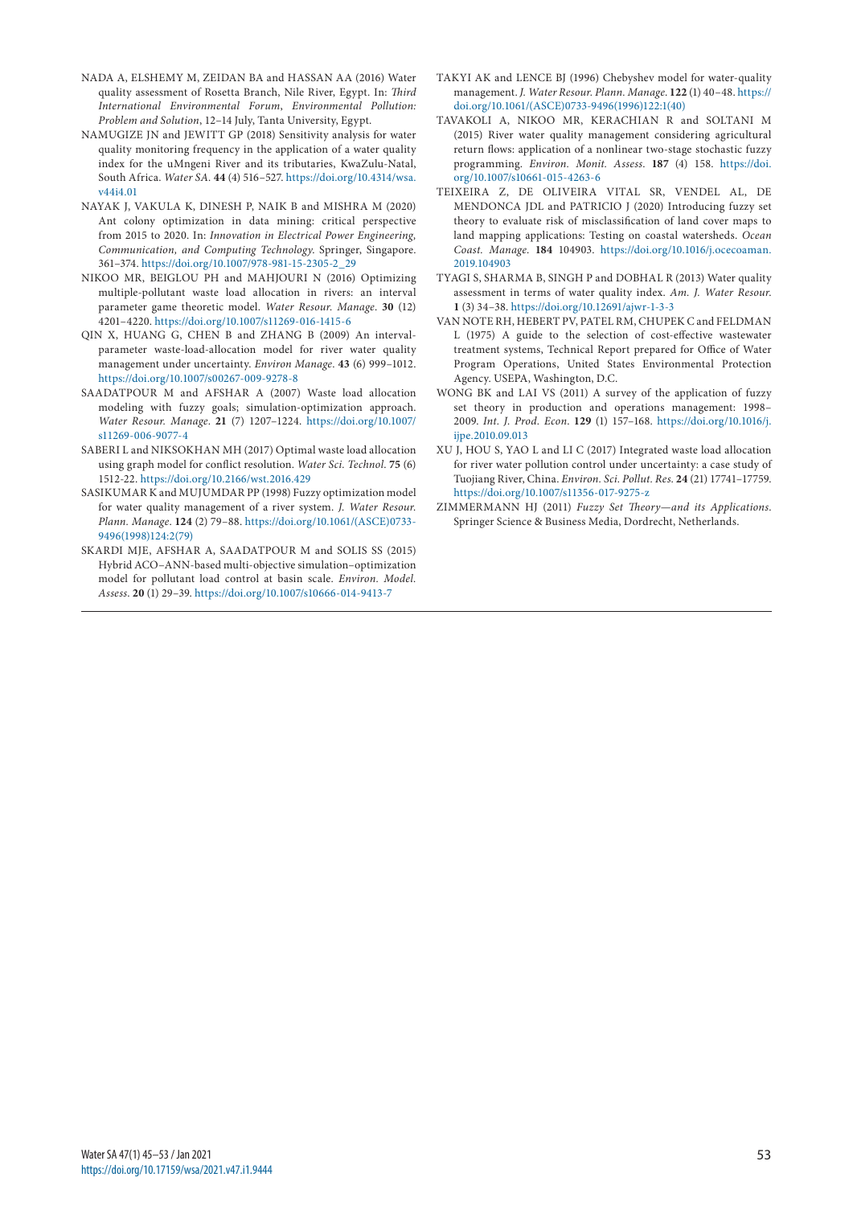NADA A, ELSHEMY M, ZEIDAN BA and HASSAN AA (2016) Water quality assessment of Rosetta Branch, Nile River, Egypt. In: *Third International Environmental Forum, Environmental Pollution: Problem and Solution*, 12–14 July, Tanta University, Egypt.

NAMUGIZE JN and JEWITT GP (2018) Sensitivity analysis for water quality monitoring frequency in the application of a water quality index for the uMngeni River and its tributaries, KwaZulu-Natal, South Africa. *Water SA*. **44** (4) 516–527. https://doi.org/10.4314/wsa.v44i4.01

NAYAK J, VAKULA K, DINESH P, NAIK B and MISHRA M (2020) Ant colony optimization in data mining: critical perspective from 2015 to 2020. In: *Innovation in Electrical Power Engineering, Communication, and Computing Technology*. Springer, Singapore. 361–374. https://doi.org/10.1007/978-981-15-2305-2_29

NIKOO MR, BEIGLOU PH and MAHJOURI N (2016) Optimizing multiple-pollutant waste load allocation in rivers: an interval parameter game theoretic model. *Water Resour. Manage*. **30** (12) 4201–4220. https://doi.org/10.1007/s11269-016-1415-6

QIN X, HUANG G, CHEN B and ZHANG B (2009) An interval-parameter waste-load-allocation model for river water quality management under uncertainty. *Environ Manage*. **43** (6) 999–1012. https://doi.org/10.1007/s00267-009-9278-8

SAADATPOUR M and AFSHAR A (2007) Waste load allocation modeling with fuzzy goals; simulation-optimization approach. *Water Resour. Manage*. **21** (7) 1207–1224. https://doi.org/10.1007/s11269-006-9077-4

SABERI L and NIKSOKHAN MH (2017) Optimal waste load allocation using graph model for conflict resolution. *Water Sci. Technol*. **75** (6) 1512-22. https://doi.org/10.2166/wst.2016.429

SASIKUMAR K and MUJUMDAR PP (1998) Fuzzy optimization model for water quality management of a river system. *J. Water Resour. Plann. Manage*. **124** (2) 79–88. https://doi.org/10.1061/(ASCE)0733-9496(1998)124:2(79)

SKARDI MJE, AFSHAR A, SAADATPOUR M and SOLIS SS (2015) Hybrid ACO–ANN-based multi-objective simulation–optimization model for pollutant load control at basin scale. *Environ. Model. Assess*. **20** (1) 29–39. https://doi.org/10.1007/s10666-014-9413-7

TAKYI AK and LENCE BJ (1996) Chebyshev model for water-quality management. *J. Water Resour. Plann. Manage*. **122** (1) 40–48. https://doi.org/10.1061/(ASCE)0733-9496(1996)122:1(40)

TAVAKOLI A, NIKOO MR, KERACHIAN R and SOLTANI M (2015) River water quality management considering agricultural return flows: application of a nonlinear two-stage stochastic fuzzy programming. *Environ. Monit. Assess*. **187** (4) 158. https://doi.org/10.1007/s10661-015-4263-6

TEIXEIRA Z, DE OLIVEIRA VITAL SR, VENDEL AL, DE MENDONCA JDL and PATRICIO J (2020) Introducing fuzzy set theory to evaluate risk of misclassification of land cover maps to land mapping applications: Testing on coastal watersheds. *Ocean Coast. Manage*. **184** 104903. https://doi.org/10.1016/j.ocecoaman.2019.104903

TYAGI S, SHARMA B, SINGH P and DOBHAL R (2013) Water quality assessment in terms of water quality index. *Am. J. Water Resour*. **1** (3) 34–38. https://doi.org/10.12691/ajwr-1-3-3

VAN NOTE RH, HEBERT PV, PATEL RM, CHUPEK C and FELDMAN L (1975) A guide to the selection of cost-effective wastewater treatment systems, Technical Report prepared for Office of Water Program Operations, United States Environmental Protection Agency. USEPA, Washington, D.C.

WONG BK and LAI VS (2011) A survey of the application of fuzzy set theory in production and operations management: 1998–2009. *Int. J. Prod. Econ*. **129** (1) 157–168. https://doi.org/10.1016/j.ijpe.2010.09.013

XU J, HOU S, YAO L and LI C (2017) Integrated waste load allocation for river water pollution control under uncertainty: a case study of Tuojiang River, China. *Environ. Sci. Pollut. Res*. **24** (21) 17741–17759. https://doi.org/10.1007/s11356-017-9275-z

ZIMMERMANN HJ (2011) *Fuzzy Set Theory—and its Applications*. Springer Science & Business Media, Dordrecht, Netherlands.